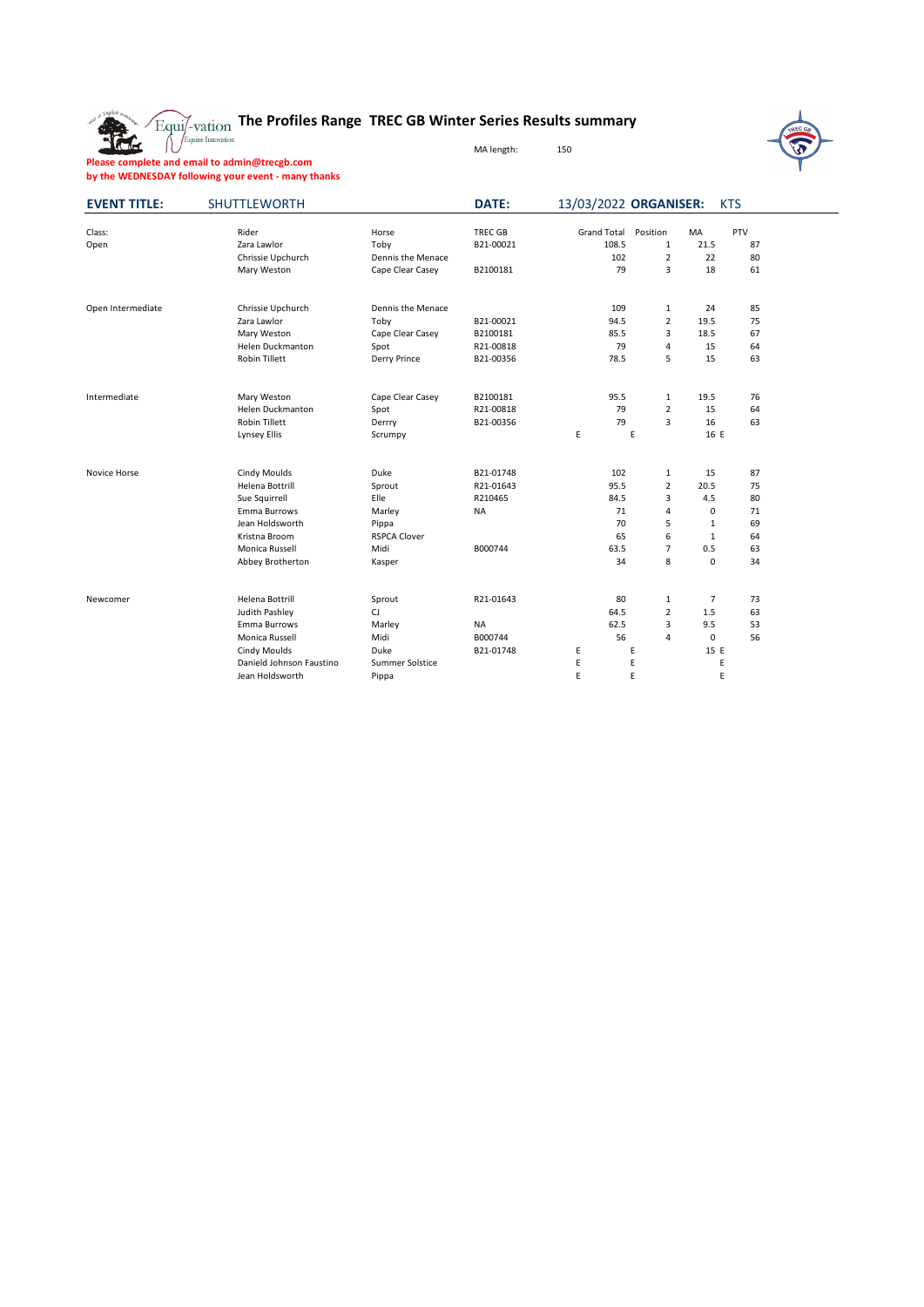# The Profiles Range TREC GB Winter Series Results summary

MA length: 150

**Please complete and email to admin@trecgb.com by the WEDNESDAY following your event - many thanks**

**EVENT TITLE:** SHUTTLEWORTH **DATE:** 13/03/2022 **ORGANISER:** KTS

| Class: | Rider | Horse | TREC GB | Grand Total | Position | MA | PTV |
|---|---|---|---|---|---|---|---|
| Open | Zara Lawlor | Toby | B21-00021 | 108.5 | 1 | 21.5 | 87 |
| | Chrissie Upchurch | Dennis the Menace | | 102 | 2 | 22 | 80 |
| | Mary Weston | Cape Clear Casey | B2100181 | 79 | 3 | 18 | 61 |
| | | | | | | | |
| Open Intermediate | Chrissie Upchurch | Dennis the Menace | | 109 | 1 | 24 | 85 |
| | Zara Lawlor | Toby | B21-00021 | 94.5 | 2 | 19.5 | 75 |
| | Mary Weston | Cape Clear Casey | B2100181 | 85.5 | 3 | 18.5 | 67 |
| | Helen Duckmanton | Spot | R21-00818 | 79 | 4 | 15 | 64 |
| | Robin Tillett | Derry Prince | B21-00356 | 78.5 | 5 | 15 | 63 |
| | | | | | | | |
| Intermediate | Mary Weston | Cape Clear Casey | B2100181 | 95.5 | 1 | 19.5 | 76 |
| | Helen Duckmanton | Spot | R21-00818 | 79 | 2 | 15 | 64 |
| | Robin Tillett | Derrry | B21-00356 | 79 | 3 | 16 | 63 |
| | Lynsey Ellis | Scrumpy | | E | E | 16 E | |
| | | | | | | | |
| Novice Horse | Cindy Moulds | Duke | B21-01748 | 102 | 1 | 15 | 87 |
| | Helena Bottrill | Sprout | R21-01643 | 95.5 | 2 | 20.5 | 75 |
| | Sue Squirrell | Elle | R210465 | 84.5 | 3 | 4.5 | 80 |
| | Emma Burrows | Marley | NA | 71 | 4 | 0 | 71 |
| | Jean Holdsworth | Pippa | | 70 | 5 | 1 | 69 |
| | Kristna Broom | RSPCA Clover | | 65 | 6 | 1 | 64 |
| | Monica Russell | Midi | B000744 | 63.5 | 7 | 0.5 | 63 |
| | Abbey Brotherton | Kasper | | 34 | 8 | 0 | 34 |
| | | | | | | | |
| Newcomer | Helena Bottrill | Sprout | R21-01643 | 80 | 1 | 7 | 73 |
| | Judith Pashley | CJ | | 64.5 | 2 | 1.5 | 63 |
| | Emma Burrows | Marley | NA | 62.5 | 3 | 9.5 | 53 |
| | Monica Russell | Midi | B000744 | 56 | 4 | 0 | 56 |
| | Cindy Moulds | Duke | B21-01748 | E | E | 15 E | |
| | Danield Johnson Faustino | Summer Solstice | | E | E | E | |
| | Jean Holdsworth | Pippa | | E | E | E | |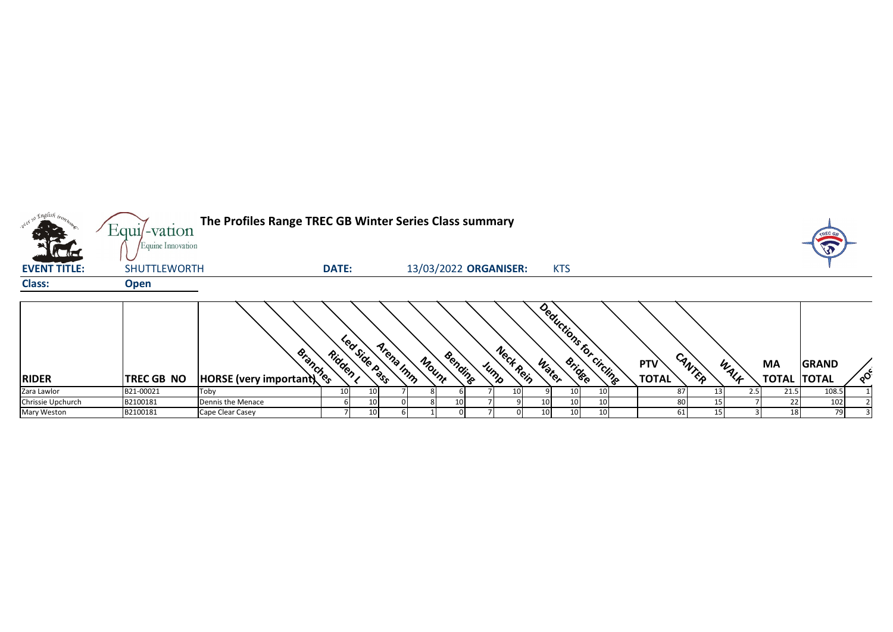# The Profiles Range TREC GB Winter Series Class summary

Equi-vation Equine Innovation

**EVENT TITLE:** SHUTTLEWORTH **DATE:** 13/03/2022 **ORGANISER:** KTS

**Class:** **Open**

| RIDER | TREC GB NO | HORSE (very important) | Branches | Ridden L | Led Side Pass | Arena Imm | Mount | Bending | Jump | Neck Rein | Water | Bridge | Deductions for circling | PTV TOTAL | CANTER | WALK | MA TOTAL | GRAND TOTAL | POS |
|---|---|---|---|---|---|---|---|---|---|---|---|---|---|---|---|---|---|---|---|
| Zara Lawlor | B21-00021 | Toby | 10 | 10 | 7 | 8 | 6 | 7 | 10 | 9 | 10 | 10 | | 87 | 13 | 2.5 | 21.5 | 108.5 | 1 |
| Chrissie Upchurch | B2100181 | Dennis the Menace | 6 | 10 | 0 | 8 | 10 | 7 | 9 | 10 | 10 | 10 | | 80 | 15 | 7 | 22 | 102 | 2 |
| Mary Weston | B2100181 | Cape Clear Casey | 7 | 10 | 6 | 1 | 0 | 7 | 0 | 10 | 10 | 10 | | 61 | 15 | 3 | 18 | 79 | 3 |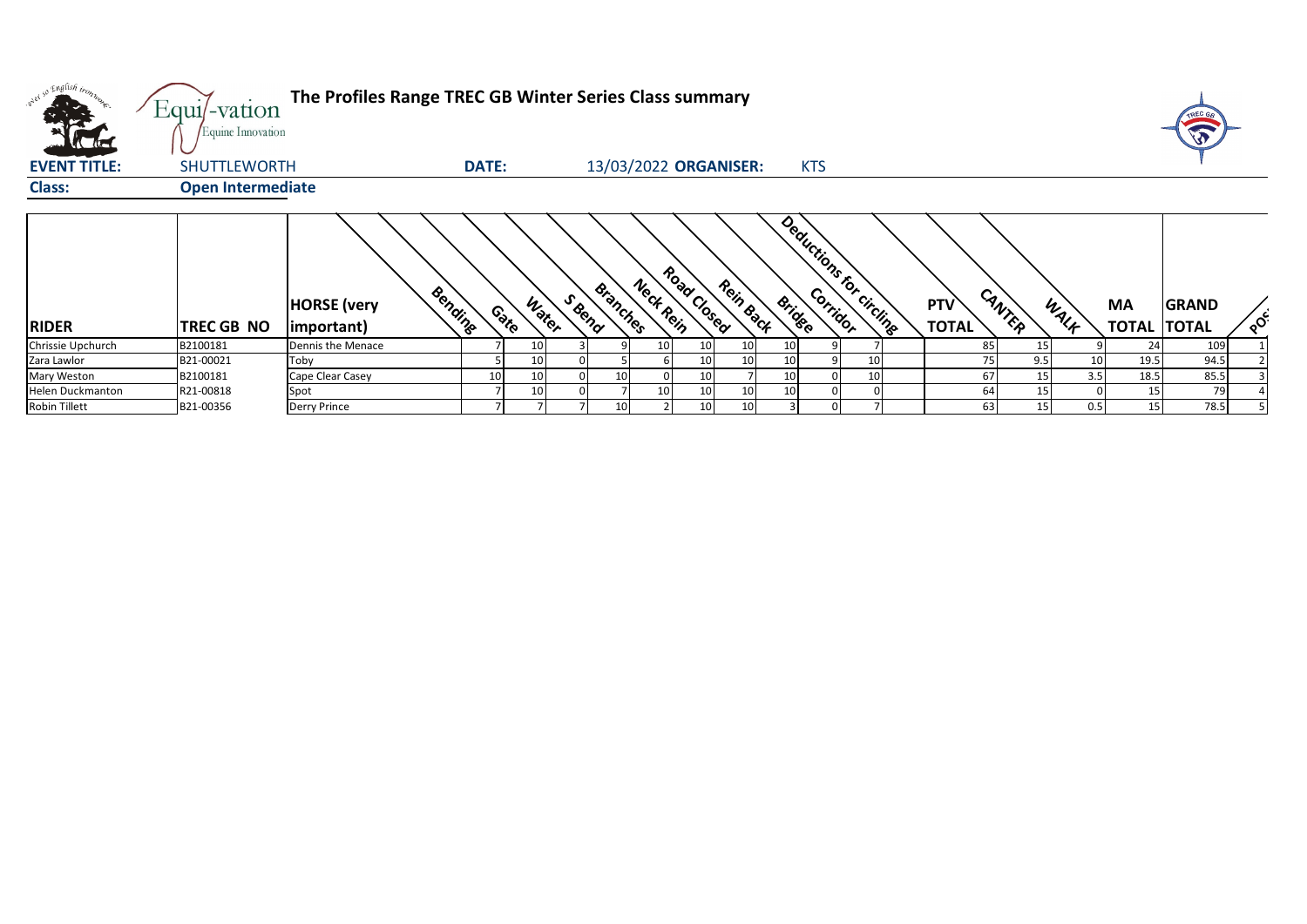# The Profiles Range TREC GB Winter Series Class summary

**EVENT TITLE:** SHUTTLEWORTH **DATE:** 13/03/2022 **ORGANISER:** KTS

**Class:** **Open Intermediate**

| RIDER | TREC GB NO | HORSE (very important) | Bending | Gate | Water | S Bend | Branches | Neck Rein | Road Closed | Rein Back | Bridge | Corridor | Deductions for circling | PTV TOTAL | CANTER | WALK | MA TOTAL | GRAND TOTAL | POS |
|---|---|---|---|---|---|---|---|---|---|---|---|---|---|---|---|---|---|---|---|
| Chrissie Upchurch | B2100181 | Dennis the Menace | 7 | 10 | 3 | 9 | 10 | 10 | 10 | 10 | 9 | 7 | | 85 | 15 | 9 | 24 | 109 | 1 |
| Zara Lawlor | B21-00021 | Toby | 5 | 10 | 0 | 5 | 6 | 10 | 10 | 10 | 9 | 10 | | 75 | 9.5 | 10 | 19.5 | 94.5 | 2 |
| Mary Weston | B2100181 | Cape Clear Casey | 10 | 10 | 0 | 10 | 0 | 10 | 7 | 10 | 0 | 10 | | 67 | 15 | 3.5 | 18.5 | 85.5 | 3 |
| Helen Duckmanton | R21-00818 | Spot | 7 | 10 | 0 | 7 | 10 | 10 | 10 | 10 | 0 | 0 | | 64 | 15 | 0 | 15 | 79 | 4 |
| Robin Tillett | B21-00356 | Derry Prince | 7 | 7 | 7 | 10 | 2 | 10 | 10 | 3 | 0 | 7 | | 63 | 15 | 0.5 | 15 | 78.5 | 5 |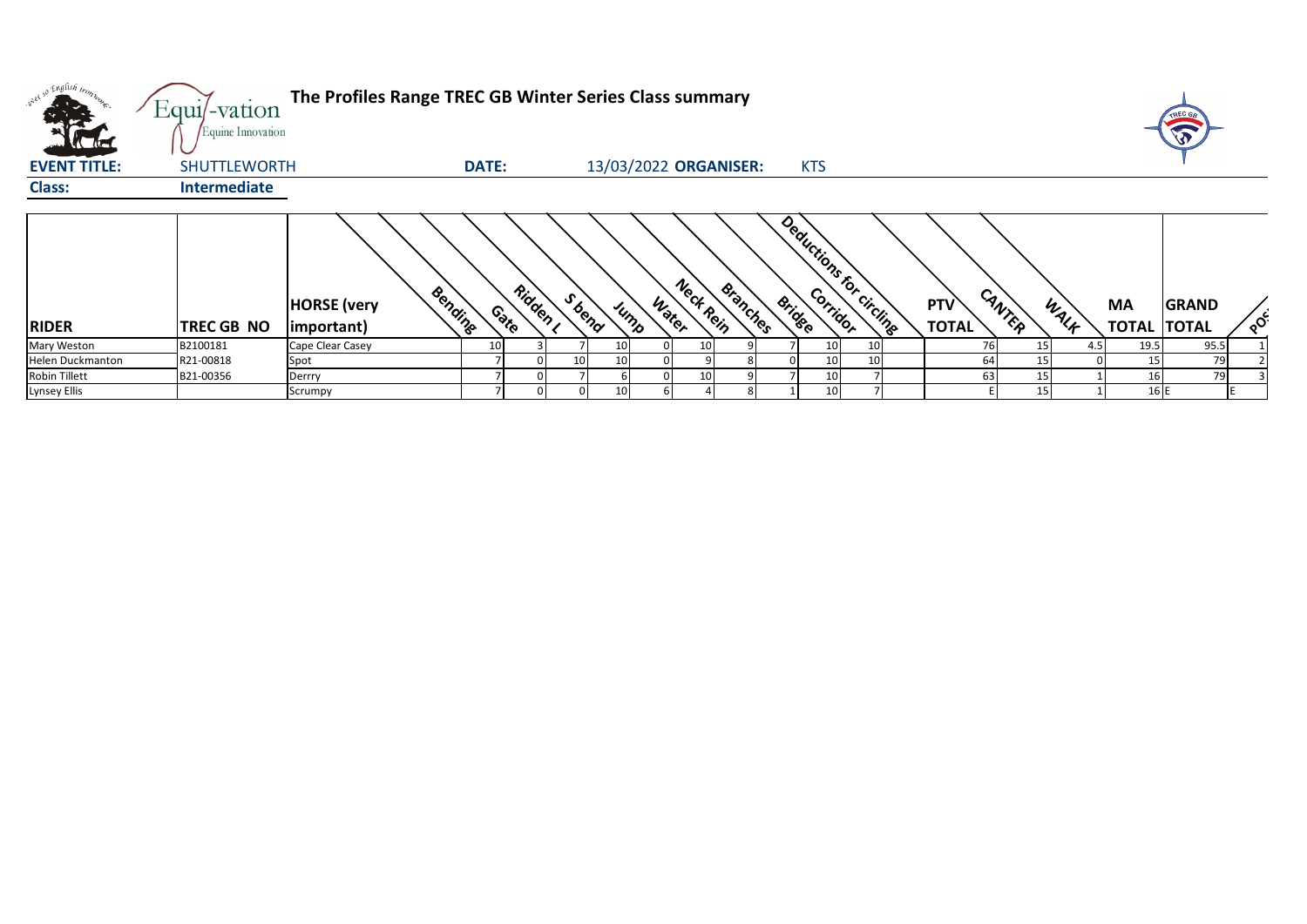# The Profiles Range TREC GB Winter Series Class summary

**EVENT TITLE:** SHUTTLEWORTH **DATE:** 13/03/2022 **ORGANISER:** KTS

**Class:** Intermediate

| RIDER | TREC GB NO | HORSE (very important) | Bending | Gate | Ridden L | S bend | Jump | Water | Neck Rein | Branches | Bridge | Corridor | Deductions for circling | PTV TOTAL | CANTER | WALK | MA TOTAL | GRAND TOTAL | POS |
|---|---|---|---|---|---|---|---|---|---|---|---|---|---|---|---|---|---|---|---|
| Mary Weston | B2100181 | Cape Clear Casey | 10 | 3 | 7 | 10 | 0 | 10 | 9 | 7 | 10 | 10 | | 76 | 15 | 4.5 | 19.5 | 95.5 | 1 |
| Helen Duckmanton | R21-00818 | Spot | 7 | 0 | 10 | 10 | 0 | 9 | 8 | 0 | 10 | 10 | | 64 | 15 | 0 | 15 | 79 | 2 |
| Robin Tillett | B21-00356 | Derrry | 7 | 0 | 7 | 6 | 0 | 10 | 9 | 7 | 10 | 7 | | 63 | 15 | 1 | 16 | 79 | 3 |
| Lynsey Ellis | | Scrumpy | 7 | 0 | 0 | 10 | 6 | 4 | 8 | 1 | 10 | 7 | | E | 15 | 1 | 16 | E | E |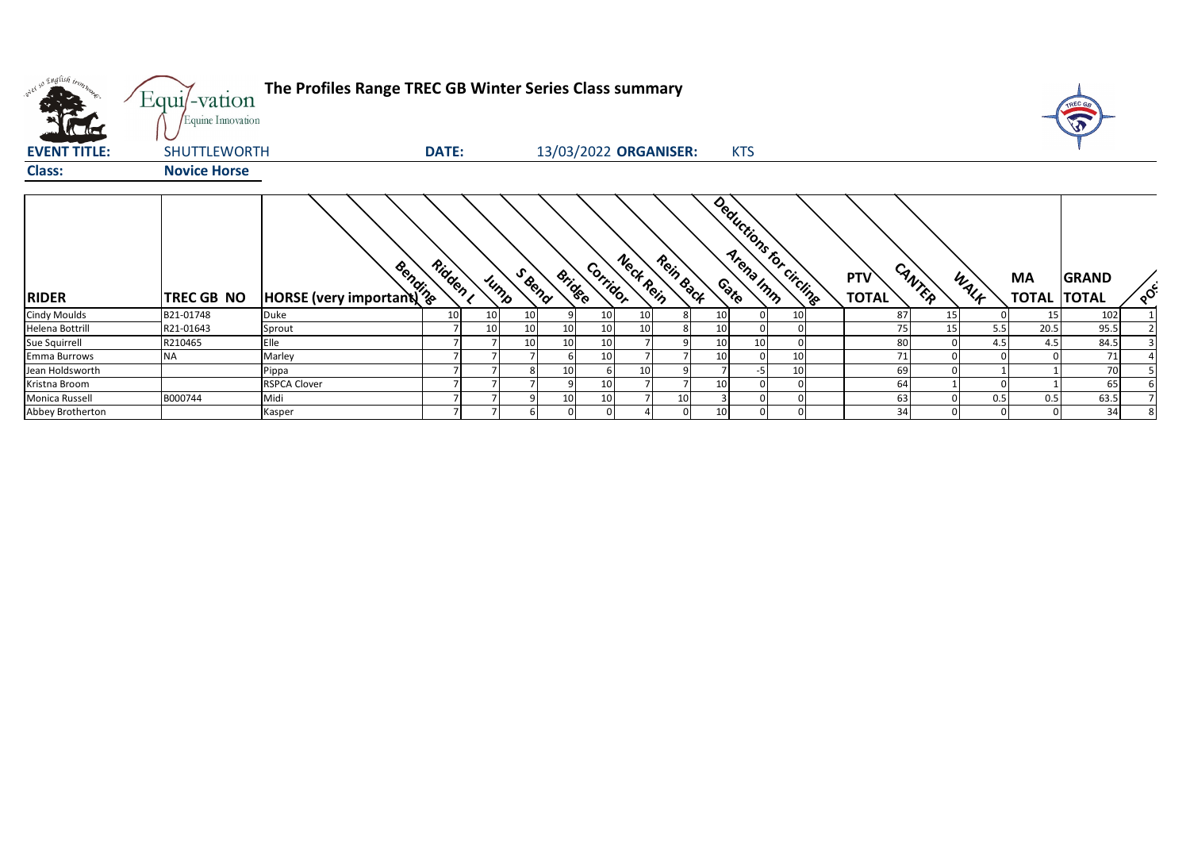# The Profiles Range TREC GB Winter Series Class summary

**EVENT TITLE:** SHUTTLEWORTH **DATE:** 13/03/2022 **ORGANISER:** KTS

**Class:** Novice Horse

| RIDER | TREC GB NO | HORSE (very important) | Bending | Ridden L | Jump | S Bend | Bridge | Corridor | Neck Rein | Rein Back | Gate | Arena Imm | Deductions for circling | PTV TOTAL | CANTER | WALK | MA TOTAL | GRAND TOTAL | POS |
|---|---|---|---|---|---|---|---|---|---|---|---|---|---|---|---|---|---|---|---|
| Cindy Moulds | B21-01748 | Duke | 10 | 10 | 10 | 9 | 10 | 10 | 8 | 10 | 0 | 10 | 87 | 15 | 0 | 15 | 102 | 1 |
| Helena Bottrill | R21-01643 | Sprout | 7 | 10 | 10 | 10 | 10 | 10 | 8 | 10 | 0 | 0 | 75 | 15 | 5.5 | 20.5 | 95.5 | 2 |
| Sue Squirrell | R210465 | Elle | 7 | 7 | 10 | 10 | 10 | 7 | 9 | 10 | 10 | 0 | 80 | 0 | 4.5 | 4.5 | 84.5 | 3 |
| Emma Burrows | NA | Marley | 7 | 7 | 7 | 6 | 10 | 7 | 7 | 10 | 0 | 10 | 71 | 0 | 0 | 0 | 71 | 4 |
| Jean Holdsworth | | Pippa | 7 | 7 | 8 | 10 | 6 | 10 | 9 | 7 | -5 | 10 | 69 | 0 | 1 | 1 | 70 | 5 |
| Kristna Broom | | RSPCA Clover | 7 | 7 | 7 | 9 | 10 | 7 | 7 | 10 | 0 | 0 | 64 | 1 | 0 | 1 | 65 | 6 |
| Monica Russell | B000744 | Midi | 7 | 7 | 9 | 10 | 10 | 7 | 10 | 3 | 0 | 0 | 63 | 0 | 0.5 | 0.5 | 63.5 | 7 |
| Abbey Brotherton | | Kasper | 7 | 7 | 6 | 0 | 0 | 4 | 0 | 10 | 0 | 0 | 34 | 0 | 0 | 0 | 34 | 8 |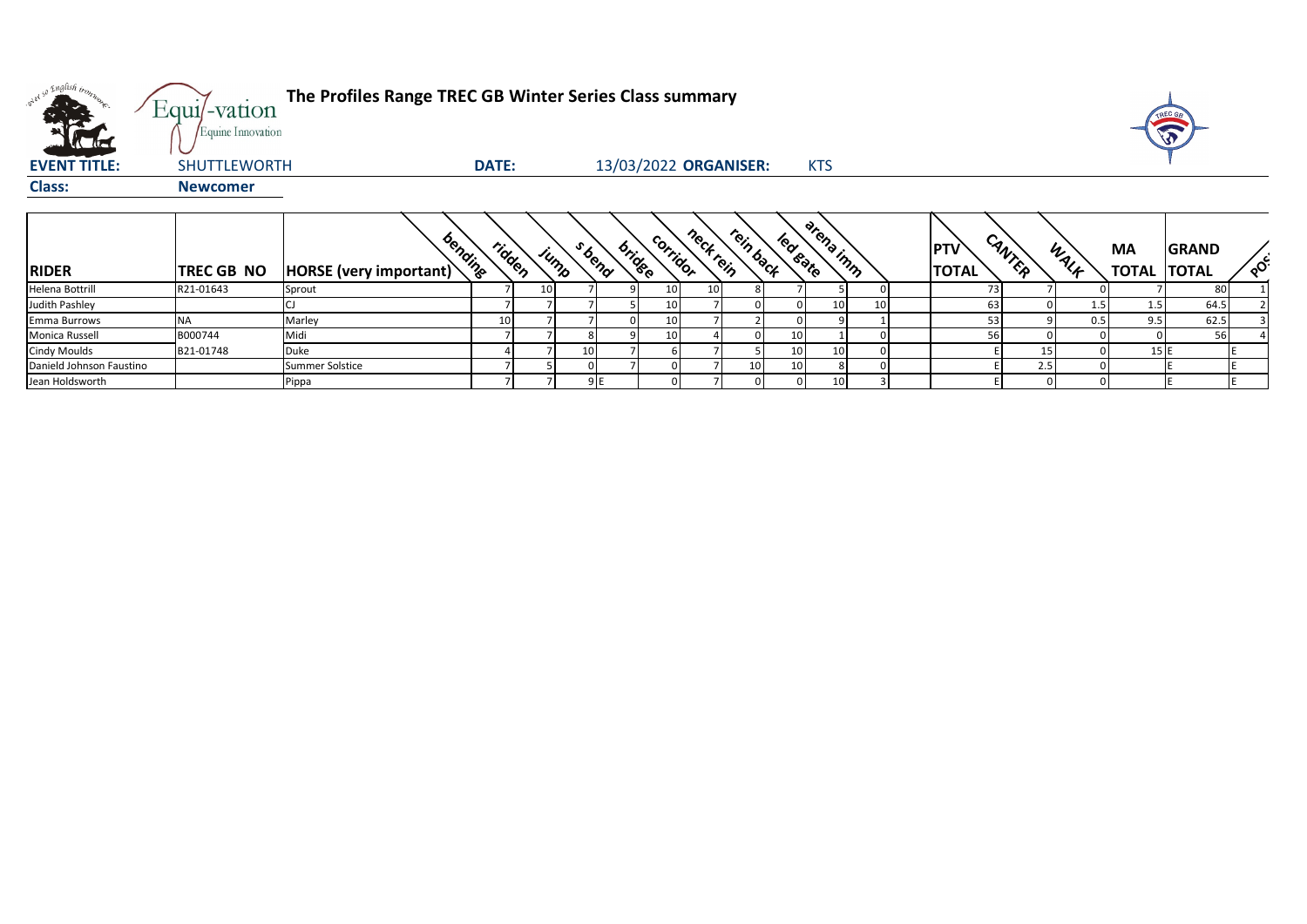# The Profiles Range TREC GB Winter Series Class summary

**EVENT TITLE:** SHUTTLEWORTH **DATE:** 13/03/2022 **ORGANISER:** KTS

**Class:** Newcomer

| RIDER | TREC GB NO | HORSE (very important) | bending | ridden | jump | s bend | bridge | corridor | neck rein | rein back | led gate | arena imm | | PTV TOTAL | CANTER | WALK | MA TOTAL | GRAND TOTAL | POS |
|---|---|---|---|---|---|---|---|---|---|---|---|---|---|---|---|---|---|---|---|
| Helena Bottrill | R21-01643 | Sprout | 7 | 10 | 7 | 9 | 10 | 10 | 8 | 7 | 5 | 0 | | 73 | 7 | 0 | 7 | 80 | 1 |
| Judith Pashley | | CJ | 7 | 7 | 7 | 5 | 10 | 7 | 0 | 0 | 10 | 10 | | 63 | 0 | 1.5 | 1.5 | 64.5 | 2 |
| Emma Burrows | NA | Marley | 10 | 7 | 7 | 0 | 10 | 7 | 2 | 0 | 9 | 1 | | 53 | 9 | 0.5 | 9.5 | 62.5 | 3 |
| Monica Russell | B000744 | Midi | 7 | 7 | 8 | 9 | 10 | 4 | 0 | 10 | 1 | 0 | | 56 | 0 | 0 | 0 | 56 | 4 |
| Cindy Moulds | B21-01748 | Duke | 4 | 7 | 10 | 7 | 6 | 7 | 5 | 10 | 10 | 0 | | E | 15 | 0 | 15 | E | E |
| Danield Johnson Faustino | | Summer Solstice | 7 | 5 | 0 | 7 | 0 | 7 | 10 | 10 | 8 | 0 | | E | 2.5 | 0 | | E | E |
| Jean Holdsworth | | Pippa | 7 | 7 | 9 | E | 0 | 7 | 0 | 0 | 10 | 3 | | E | 0 | 0 | | E | E |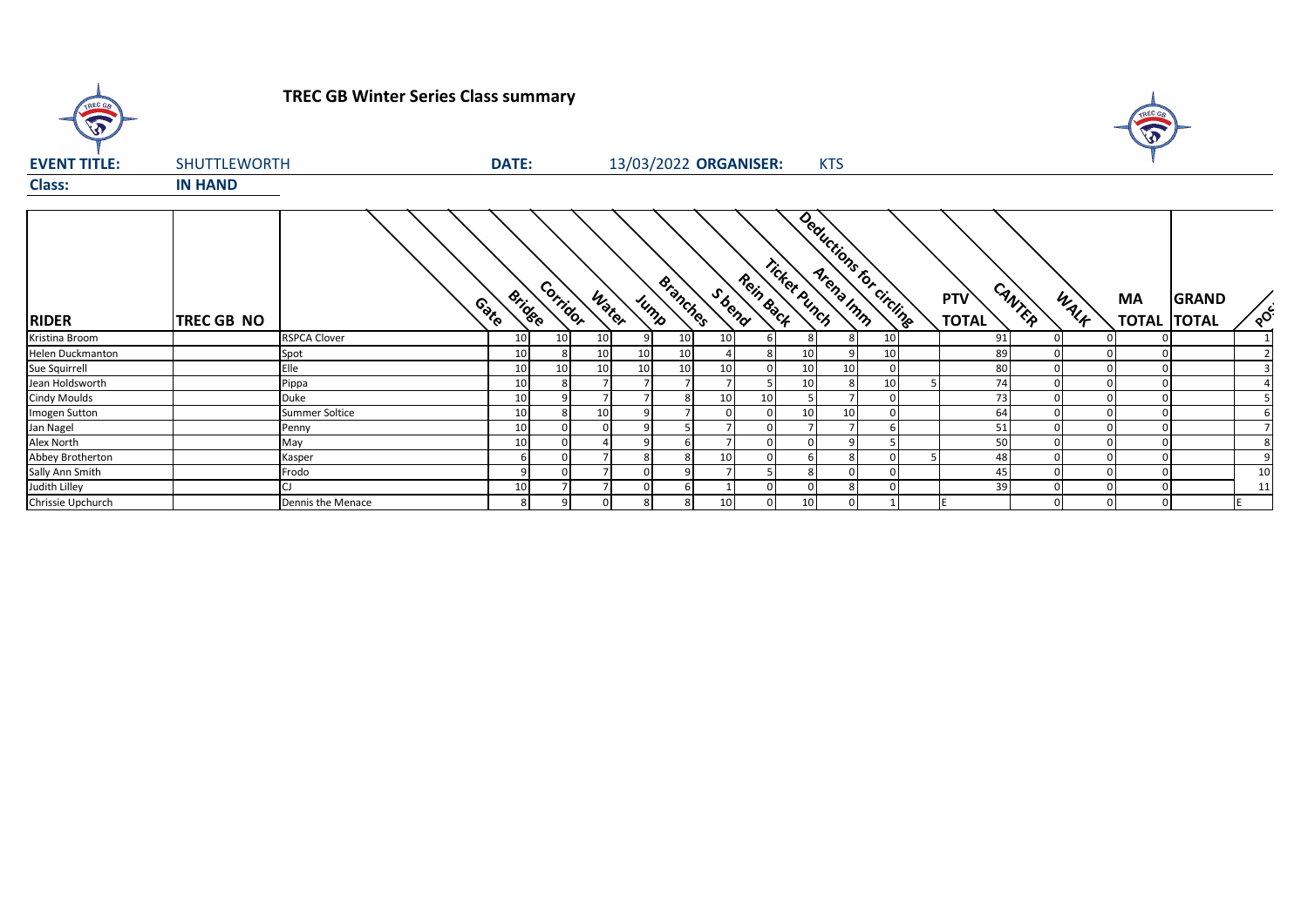# TREC GB Winter Series Class summary

**EVENT TITLE:** SHUTTLEWORTH **DATE:** 13/03/2022 **ORGANISER:** KTS

**Class:** **IN HAND**

| RIDER | TREC GB NO | | Gate | Bridge | Corridor | Water | Jump | Branches | S bend | Rein Back | Ticket Punch | Arena Imm | Deductions for circling | PTV TOTAL | CANTER | WALK | MA TOTAL | GRAND TOTAL | POS |
|---|---|---|---|---|---|---|---|---|---|---|---|---|---|---|---|---|---|---|---|
| Kristina Broom | | RSPCA Clover | 10 | 10 | 10 | 9 | 10 | 10 | 6 | 8 | 8 | 10 | | 91 | 0 | 0 | 0 | | 1 |
| Helen Duckmanton | | Spot | 10 | 8 | 10 | 10 | 10 | 4 | 8 | 10 | 9 | 10 | | 89 | 0 | 0 | 0 | | 2 |
| Sue Squirrell | | Elle | 10 | 10 | 10 | 10 | 10 | 10 | 0 | 10 | 10 | 0 | | 80 | 0 | 0 | 0 | | 3 |
| Jean Holdsworth | | Pippa | 10 | 8 | 7 | 7 | 7 | 7 | 5 | 10 | 8 | 10 | 5 | 74 | 0 | 0 | 0 | | 4 |
| Cindy Moulds | | Duke | 10 | 9 | 7 | 7 | 8 | 10 | 10 | 5 | 7 | 0 | | 73 | 0 | 0 | 0 | | 5 |
| Imogen Sutton | | Summer Soltice | 10 | 8 | 10 | 9 | 7 | 0 | 0 | 10 | 10 | 0 | | 64 | 0 | 0 | 0 | | 6 |
| Jan Nagel | | Penny | 10 | 0 | 0 | 9 | 5 | 7 | 0 | 7 | 7 | 6 | | 51 | 0 | 0 | 0 | | 7 |
| Alex North | | May | 10 | 0 | 4 | 9 | 6 | 7 | 0 | 0 | 9 | 5 | | 50 | 0 | 0 | 0 | | 8 |
| Abbey Brotherton | | Kasper | 6 | 0 | 7 | 8 | 8 | 10 | 0 | 6 | 8 | 0 | 5 | 48 | 0 | 0 | 0 | | 9 |
| Sally Ann Smith | | Frodo | 9 | 0 | 7 | 0 | 9 | 7 | 5 | 8 | 0 | 0 | | 45 | 0 | 0 | 0 | | 10 |
| Judith Lilley | | CJ | 10 | 7 | 7 | 0 | 6 | 1 | 0 | 0 | 8 | 0 | | 39 | 0 | 0 | 0 | | 11 |
| Chrissie Upchurch | | Dennis the Menace | 8 | 9 | 0 | 8 | 8 | 10 | 0 | 10 | 0 | 1 | | E | 0 | 0 | 0 | | E |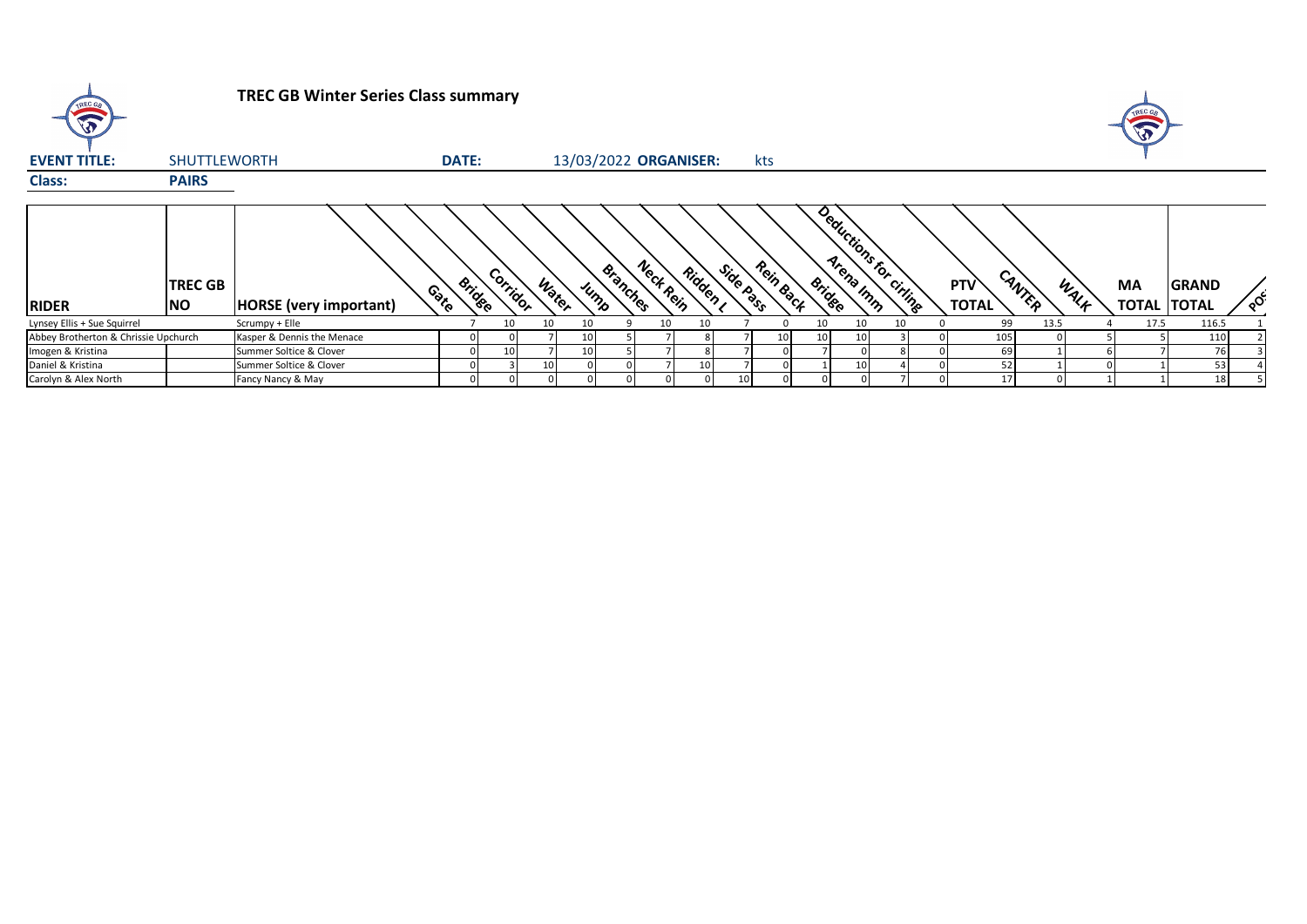# TREC GB Winter Series Class summary

**EVENT TITLE:** SHUTTLEWORTH **DATE:** 13/03/2022 **ORGANISER:** kts

**Class:** **PAIRS**

| RIDER | TREC GB NO | HORSE (very important) | Gate | Bridge | Corridor | Water | Jump | Branches | Neck Rein | Ridden L | Side Pass | Rein Back | Bridge | Arena Imm | Deductions for cirling | PTV TOTAL | CANTER | WALK | MA TOTAL | GRAND TOTAL | POS |
|---|---|---|---|---|---|---|---|---|---|---|---|---|---|---|---|---|---|---|---|---|---|
| Lynsey Ellis + Sue Squirrel | | Scrumpy + Elle | 7 | 10 | 10 | 10 | 9 | 10 | 10 | 7 | 0 | 10 | 10 | 10 | 0 | 99 | 13.5 | 4 | 17.5 | 116.5 | 1 |
| Abbey Brotherton & Chrissie Upchurch | | Kasper & Dennis the Menace | 0 | 0 | 7 | 10 | 5 | 7 | 8 | 7 | 10 | 10 | 10 | 3 | 0 | 105 | 0 | 5 | 5 | 110 | 2 |
| Imogen & Kristina | | Summer Soltice & Clover | 0 | 10 | 7 | 10 | 5 | 7 | 8 | 7 | 0 | 7 | 0 | 8 | 0 | 69 | 1 | 6 | 7 | 76 | 3 |
| Daniel & Kristina | | Summer Soltice & Clover | 0 | 3 | 10 | 0 | 0 | 7 | 10 | 7 | 0 | 1 | 10 | 4 | 0 | 52 | 1 | 0 | 1 | 53 | 4 |
| Carolyn & Alex North | | Fancy Nancy & May | 0 | 0 | 0 | 0 | 0 | 0 | 0 | 10 | 0 | 0 | 0 | 7 | 0 | 17 | 0 | 1 | 1 | 18 | 5 |